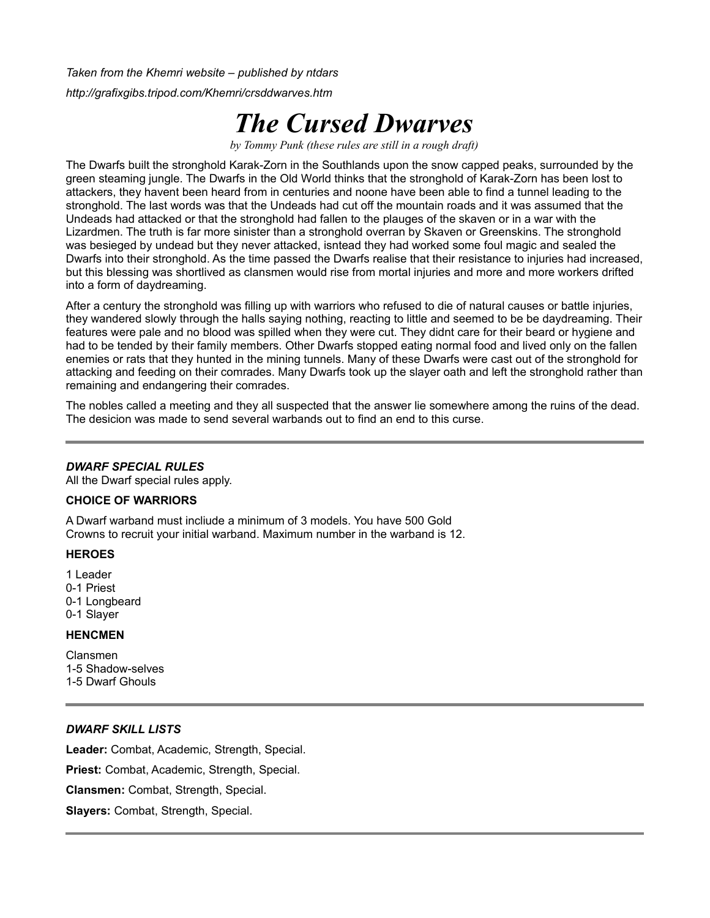*Taken from the Khemri website – published by ntdars*

*http://grafixgibs.tripod.com/Khemri/crsddwarves.htm*

# *The Cursed Dwarves*

*by Tommy Punk (these rules are still in a rough draft)*

The Dwarfs built the stronghold Karak-Zorn in the Southlands upon the snow capped peaks, surrounded by the green steaming jungle. The Dwarfs in the Old World thinks that the stronghold of Karak-Zorn has been lost to attackers, they havent been heard from in centuries and noone have been able to find a tunnel leading to the stronghold. The last words was that the Undeads had cut off the mountain roads and it was assumed that the Undeads had attacked or that the stronghold had fallen to the plauges of the skaven or in a war with the Lizardmen. The truth is far more sinister than a stronghold overran by Skaven or Greenskins. The stronghold was besieged by undead but they never attacked, isntead they had worked some foul magic and sealed the Dwarfs into their stronghold. As the time passed the Dwarfs realise that their resistance to injuries had increased, but this blessing was shortlived as clansmen would rise from mortal injuries and more and more workers drifted into a form of daydreaming.

After a century the stronghold was filling up with warriors who refused to die of natural causes or battle injuries, they wandered slowly through the halls saying nothing, reacting to little and seemed to be be daydreaming. Their features were pale and no blood was spilled when they were cut. They didnt care for their beard or hygiene and had to be tended by their family members. Other Dwarfs stopped eating normal food and lived only on the fallen enemies or rats that they hunted in the mining tunnels. Many of these Dwarfs were cast out of the stronghold for attacking and feeding on their comrades. Many Dwarfs took up the slayer oath and left the stronghold rather than remaining and endangering their comrades.

The nobles called a meeting and they all suspected that the answer lie somewhere among the ruins of the dead. The desicion was made to send several warbands out to find an end to this curse.

---

### *DWARF SPECIAL RULES*

All the Dwarf special rules apply.

#### CHOICE OF WARRIORS

A Dwarf warband must incliude a minimum of 3 models. You have 500 Gold Crowns to recruit your initial warband. Maximum number in the warband is 12.

#### HEROES

1 Leader
0-1 Priest
0-1 Longbeard
0-1 Slayer

#### HENCMEN

Clansmen
1-5 Shadow-selves
1-5 Dwarf Ghouls

---

### *DWARF SKILL LISTS*

**Leader:** Combat, Academic, Strength, Special.

**Priest:** Combat, Academic, Strength, Special.

**Clansmen:** Combat, Strength, Special.

**Slayers:** Combat, Strength, Special.

---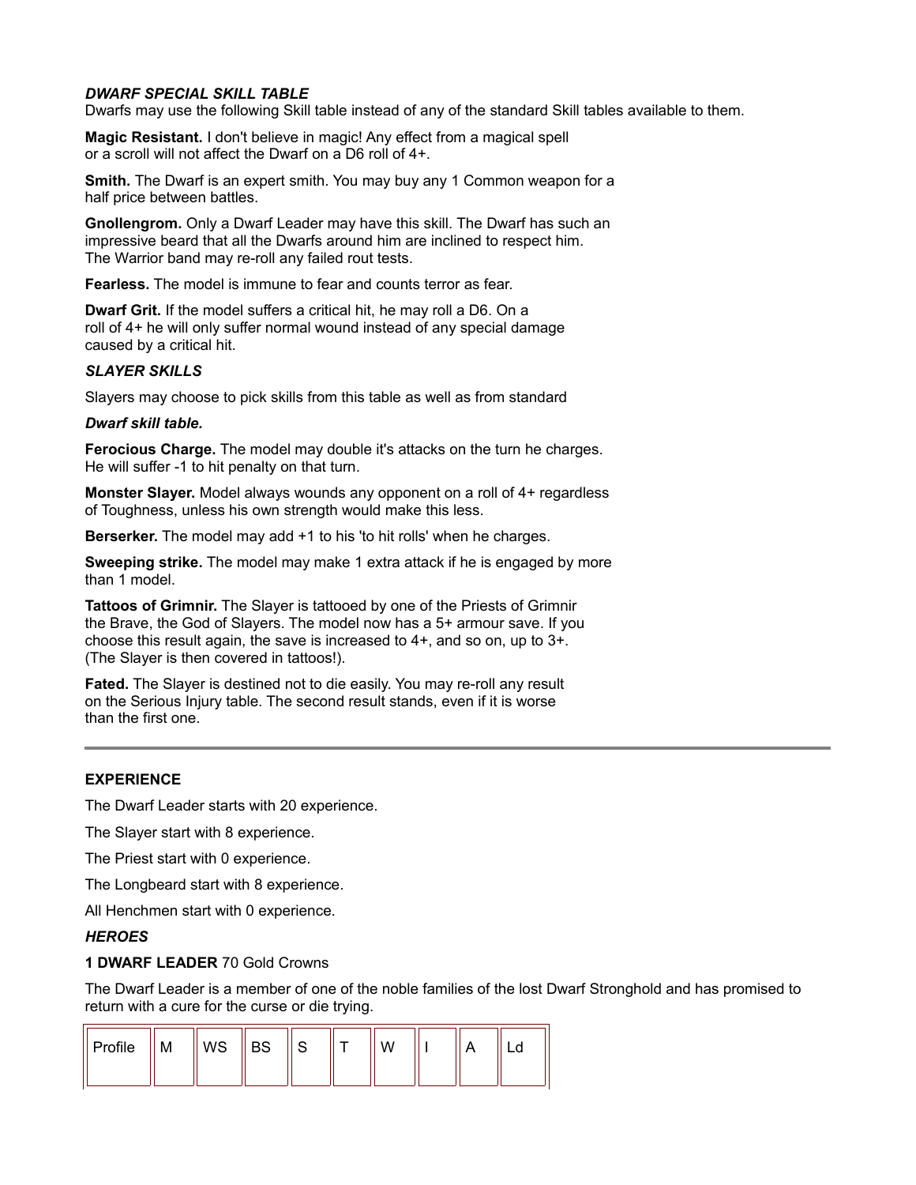### *DWARF SPECIAL SKILL TABLE*

Dwarfs may use the following Skill table instead of any of the standard Skill tables available to them.

**Magic Resistant.** I don't believe in magic! Any effect from a magical spell or a scroll will not affect the Dwarf on a D6 roll of 4+.

**Smith.** The Dwarf is an expert smith. You may buy any 1 Common weapon for a half price between battles.

**Gnollengrom.** Only a Dwarf Leader may have this skill. The Dwarf has such an impressive beard that all the Dwarfs around him are inclined to respect him. The Warrior band may re-roll any failed rout tests.

**Fearless.** The model is immune to fear and counts terror as fear.

**Dwarf Grit.** If the model suffers a critical hit, he may roll a D6. On a roll of 4+ he will only suffer normal wound instead of any special damage caused by a critical hit.

### *SLAYER SKILLS*

Slayers may choose to pick skills from this table as well as from standard

***Dwarf skill table.***

**Ferocious Charge.** The model may double it's attacks on the turn he charges. He will suffer -1 to hit penalty on that turn.

**Monster Slayer.** Model always wounds any opponent on a roll of 4+ regardless of Toughness, unless his own strength would make this less.

**Berserker.** The model may add +1 to his 'to hit rolls' when he charges.

**Sweeping strike.** The model may make 1 extra attack if he is engaged by more than 1 model.

**Tattoos of Grimnir.** The Slayer is tattooed by one of the Priests of Grimnir the Brave, the God of Slayers. The model now has a 5+ armour save. If you choose this result again, the save is increased to 4+, and so on, up to 3+. (The Slayer is then covered in tattoos!).

**Fated.** The Slayer is destined not to die easily. You may re-roll any result on the Serious Injury table. The second result stands, even if it is worse than the first one.

---

### EXPERIENCE

The Dwarf Leader starts with 20 experience.

The Slayer start with 8 experience.

The Priest start with 0 experience.

The Longbeard start with 8 experience.

All Henchmen start with 0 experience.

### *HEROES*

**1 DWARF LEADER** 70 Gold Crowns

The Dwarf Leader is a member of one of the noble families of the lost Dwarf Stronghold and has promised to return with a cure for the curse or die trying.

| Profile | M | WS | BS | S | T | W | I | A | Ld |
|---|---|---|---|---|---|---|---|---|---|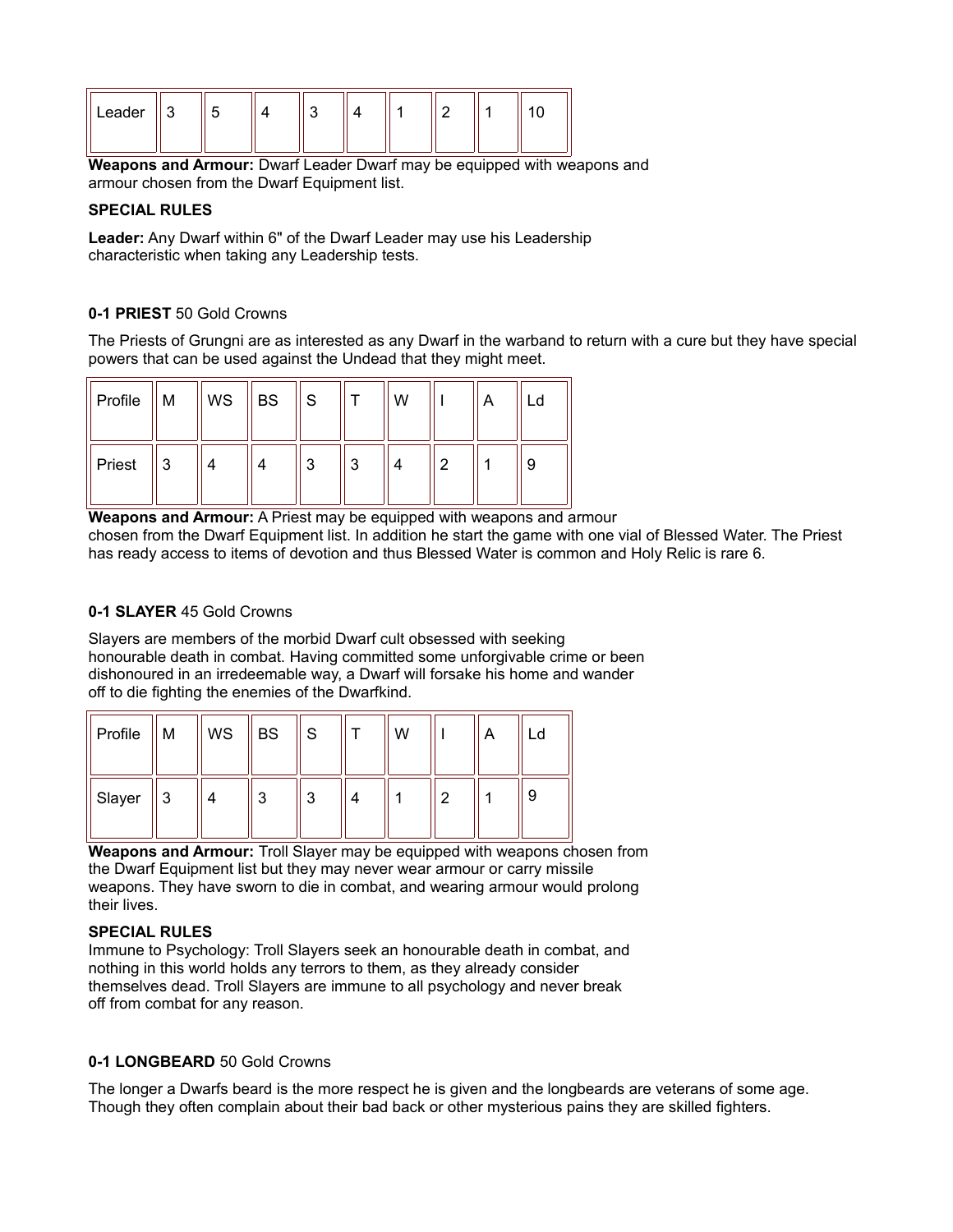| Leader | 3 | 5 | 4 | 3 | 4 | 1 | 2 | 1 | 10 |
|---|---|---|---|---|---|---|---|---|---|

**Weapons and Armour:** Dwarf Leader Dwarf may be equipped with weapons and armour chosen from the Dwarf Equipment list.

**SPECIAL RULES**

**Leader:** Any Dwarf within 6" of the Dwarf Leader may use his Leadership characteristic when taking any Leadership tests.

**0-1 PRIEST** 50 Gold Crowns

The Priests of Grungni are as interested as any Dwarf in the warband to return with a cure but they have special powers that can be used against the Undead that they might meet.

| Profile | M | WS | BS | S | T | W | I | A | Ld |
|---|---|---|---|---|---|---|---|---|---|
| Priest | 3 | 4 | 4 | 3 | 3 | 4 | 2 | 1 | 9 |

**Weapons and Armour:** A Priest may be equipped with weapons and armour chosen from the Dwarf Equipment list. In addition he start the game with one vial of Blessed Water. The Priest has ready access to items of devotion and thus Blessed Water is common and Holy Relic is rare 6.

**0-1 SLAYER** 45 Gold Crowns

Slayers are members of the morbid Dwarf cult obsessed with seeking honourable death in combat. Having committed some unforgivable crime or been dishonoured in an irredeemable way, a Dwarf will forsake his home and wander off to die fighting the enemies of the Dwarfkind.

| Profile | M | WS | BS | S | T | W | I | A | Ld |
|---|---|---|---|---|---|---|---|---|---|
| Slayer | 3 | 4 | 3 | 3 | 4 | 1 | 2 | 1 | 9 |

**Weapons and Armour:** Troll Slayer may be equipped with weapons chosen from the Dwarf Equipment list but they may never wear armour or carry missile weapons. They have sworn to die in combat, and wearing armour would prolong their lives.

**SPECIAL RULES**

Immune to Psychology: Troll Slayers seek an honourable death in combat, and nothing in this world holds any terrors to them, as they already consider themselves dead. Troll Slayers are immune to all psychology and never break off from combat for any reason.

**0-1 LONGBEARD** 50 Gold Crowns

The longer a Dwarfs beard is the more respect he is given and the longbeards are veterans of some age. Though they often complain about their bad back or other mysterious pains they are skilled fighters.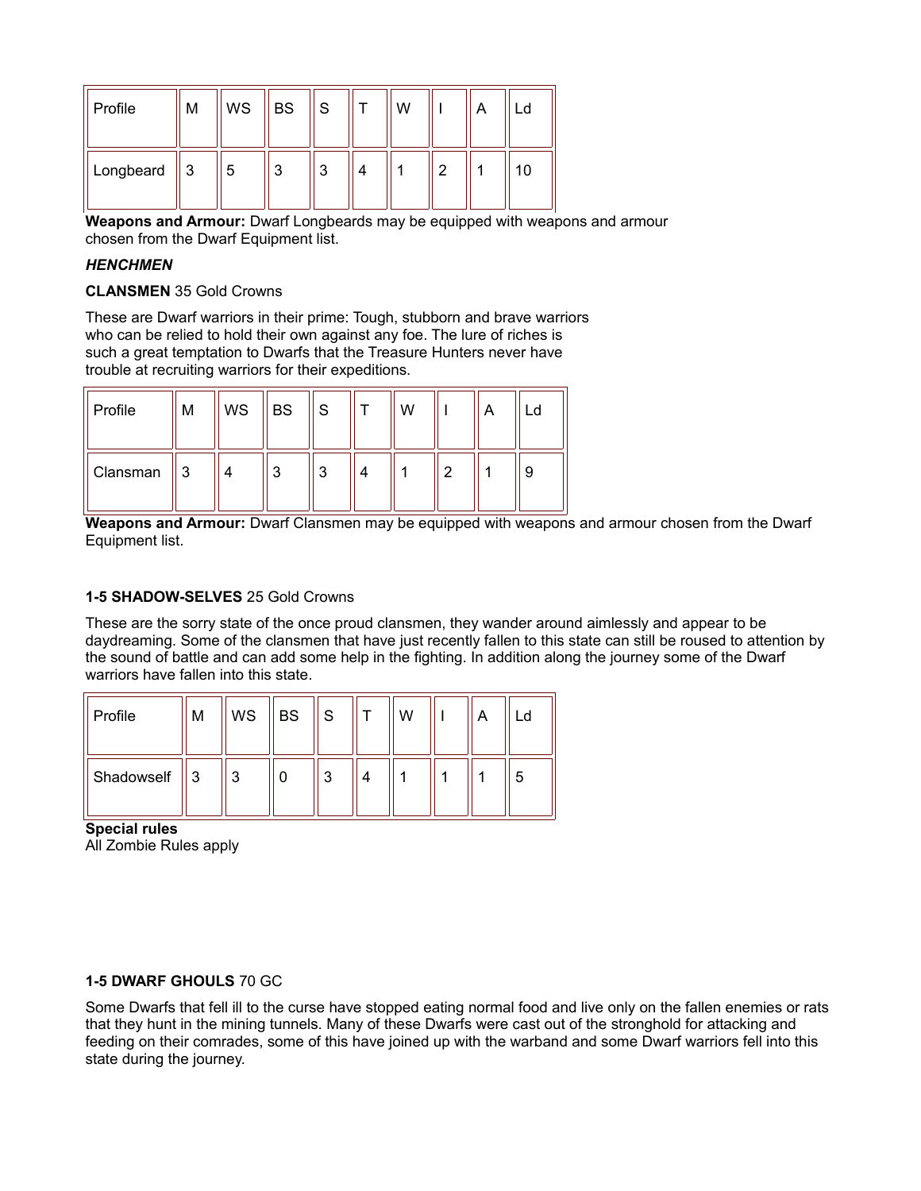| Profile | M | WS | BS | S | T | W | I | A | Ld |
|---|---|---|---|---|---|---|---|---|---|
| Longbeard | 3 | 5 | 3 | 3 | 4 | 1 | 2 | 1 | 10 |

**Weapons and Armour:** Dwarf Longbeards may be equipped with weapons and armour chosen from the Dwarf Equipment list.

***HENCHMEN***

**CLANSMEN** 35 Gold Crowns

These are Dwarf warriors in their prime: Tough, stubborn and brave warriors who can be relied to hold their own against any foe. The lure of riches is such a great temptation to Dwarfs that the Treasure Hunters never have trouble at recruiting warriors for their expeditions.

| Profile | M | WS | BS | S | T | W | I | A | Ld |
|---|---|---|---|---|---|---|---|---|---|
| Clansman | 3 | 4 | 3 | 3 | 4 | 1 | 2 | 1 | 9 |

**Weapons and Armour:** Dwarf Clansmen may be equipped with weapons and armour chosen from the Dwarf Equipment list.

**1-5 SHADOW-SELVES** 25 Gold Crowns

These are the sorry state of the once proud clansmen, they wander around aimlessly and appear to be daydreaming. Some of the clansmen that have just recently fallen to this state can still be roused to attention by the sound of battle and can add some help in the fighting. In addition along the journey some of the Dwarf warriors have fallen into this state.

| Profile | M | WS | BS | S | T | W | I | A | Ld |
|---|---|---|---|---|---|---|---|---|---|
| Shadowself | 3 | 3 | 0 | 3 | 4 | 1 | 1 | 1 | 5 |

**Special rules**
All Zombie Rules apply

**1-5 DWARF GHOULS** 70 GC

Some Dwarfs that fell ill to the curse have stopped eating normal food and live only on the fallen enemies or rats that they hunt in the mining tunnels. Many of these Dwarfs were cast out of the stronghold for attacking and feeding on their comrades, some of this have joined up with the warband and some Dwarf warriors fell into this state during the journey.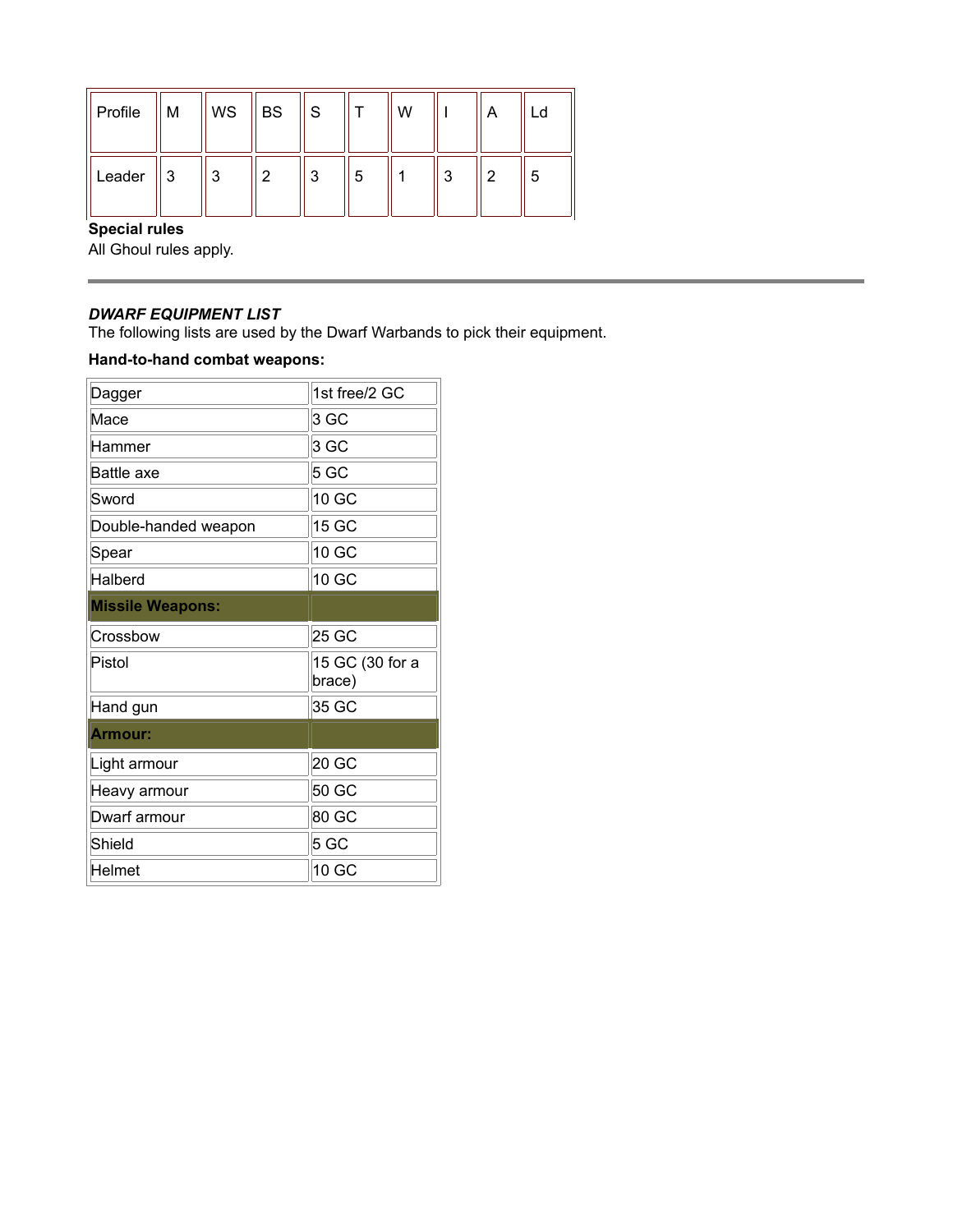| Profile | M | WS | BS | S | T | W | I | A | Ld |
|---|---|---|---|---|---|---|---|---|---|
| Leader | 3 | 3 | 2 | 3 | 5 | 1 | 3 | 2 | 5 |

**Special rules**
All Ghoul rules apply.

---

***DWARF EQUIPMENT LIST***
The following lists are used by the Dwarf Warbands to pick their equipment.

**Hand-to-hand combat weapons:**

| | |
|---|---|
| Dagger | 1st free/2 GC |
| Mace | 3 GC |
| Hammer | 3 GC |
| Battle axe | 5 GC |
| Sword | 10 GC |
| Double-handed weapon | 15 GC |
| Spear | 10 GC |
| Halberd | 10 GC |
| **Missile Weapons:** | |
| Crossbow | 25 GC |
| Pistol | 15 GC (30 for a brace) |
| Hand gun | 35 GC |
| **Armour:** | |
| Light armour | 20 GC |
| Heavy armour | 50 GC |
| Dwarf armour | 80 GC |
| Shield | 5 GC |
| Helmet | 10 GC |